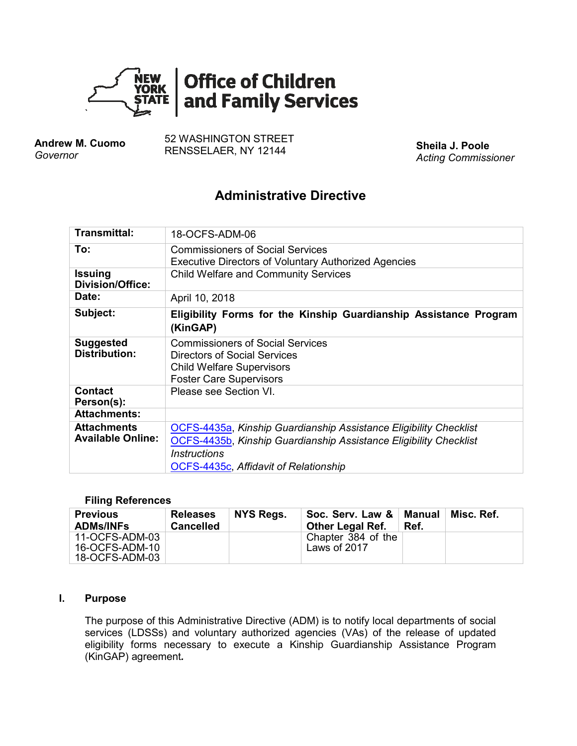# Office of Children and Family Services

**Andrew M. Cuomo**
*Governor*

52 WASHINGTON STREET
RENSSELAER, NY 12144

**Sheila J. Poole**
*Acting Commissioner*

## Administrative Directive

| | |
|---|---|
| **Transmittal:** | 18-OCFS-ADM-06 |
| **To:** | Commissioners of Social Services<br>Executive Directors of Voluntary Authorized Agencies |
| **Issuing Division/Office:** | Child Welfare and Community Services |
| **Date:** | April 10, 2018 |
| **Subject:** | **Eligibility Forms for the Kinship Guardianship Assistance Program (KinGAP)** |
| **Suggested Distribution:** | Commissioners of Social Services<br>Directors of Social Services<br>Child Welfare Supervisors<br>Foster Care Supervisors |
| **Contact Person(s):** | Please see Section VI. |
| **Attachments:** | |
| **Attachments Available Online:** | OCFS-4435a, *Kinship Guardianship Assistance Eligibility Checklist*<br>OCFS-4435b, *Kinship Guardianship Assistance Eligibility Checklist Instructions*<br>OCFS-4435c, *Affidavit of Relationship* |

**Filing References**

| Previous ADMs/INFs | Releases Cancelled | NYS Regs. | Soc. Serv. Law & Other Legal Ref. | Manual Ref. | Misc. Ref. |
|---|---|---|---|---|---|
| 11-OCFS-ADM-03<br>16-OCFS-ADM-10<br>18-OCFS-ADM-03 | | | Chapter 384 of the Laws of 2017 | | |

### I. Purpose

The purpose of this Administrative Directive (ADM) is to notify local departments of social services (LDSSs) and voluntary authorized agencies (VAs) of the release of updated eligibility forms necessary to execute a Kinship Guardianship Assistance Program (KinGAP) agreement**.**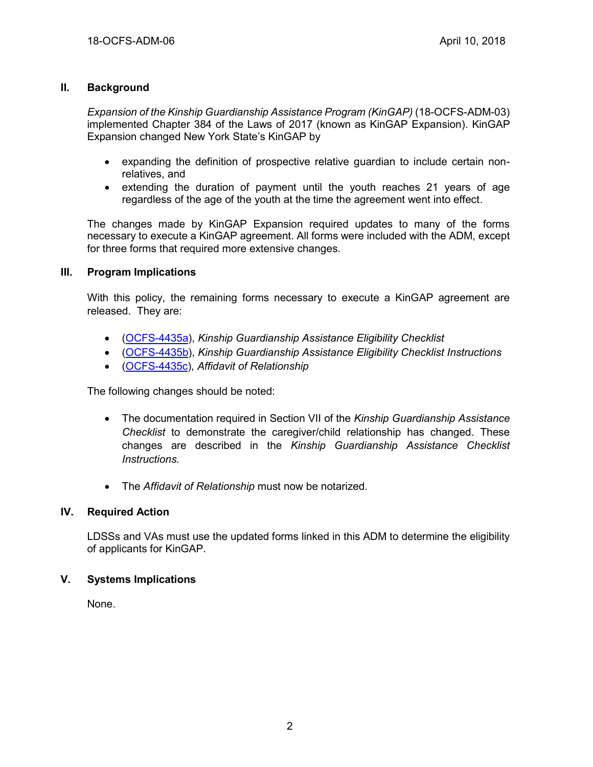## II. Background

*Expansion of the Kinship Guardianship Assistance Program (KinGAP)* (18-OCFS-ADM-03) implemented Chapter 384 of the Laws of 2017 (known as KinGAP Expansion). KinGAP Expansion changed New York State's KinGAP by

- expanding the definition of prospective relative guardian to include certain non-relatives, and
- extending the duration of payment until the youth reaches 21 years of age regardless of the age of the youth at the time the agreement went into effect.

The changes made by KinGAP Expansion required updates to many of the forms necessary to execute a KinGAP agreement. All forms were included with the ADM, except for three forms that required more extensive changes.

## III. Program Implications

With this policy, the remaining forms necessary to execute a KinGAP agreement are released. They are:

- (OCFS-4435a), *Kinship Guardianship Assistance Eligibility Checklist*
- (OCFS-4435b), *Kinship Guardianship Assistance Eligibility Checklist Instructions*
- (OCFS-4435c), *Affidavit of Relationship*

The following changes should be noted:

- The documentation required in Section VII of the *Kinship Guardianship Assistance Checklist* to demonstrate the caregiver/child relationship has changed. These changes are described in the *Kinship Guardianship Assistance Checklist Instructions.*
- The *Affidavit of Relationship* must now be notarized.

## IV. Required Action

LDSSs and VAs must use the updated forms linked in this ADM to determine the eligibility of applicants for KinGAP.

## V. Systems Implications

None.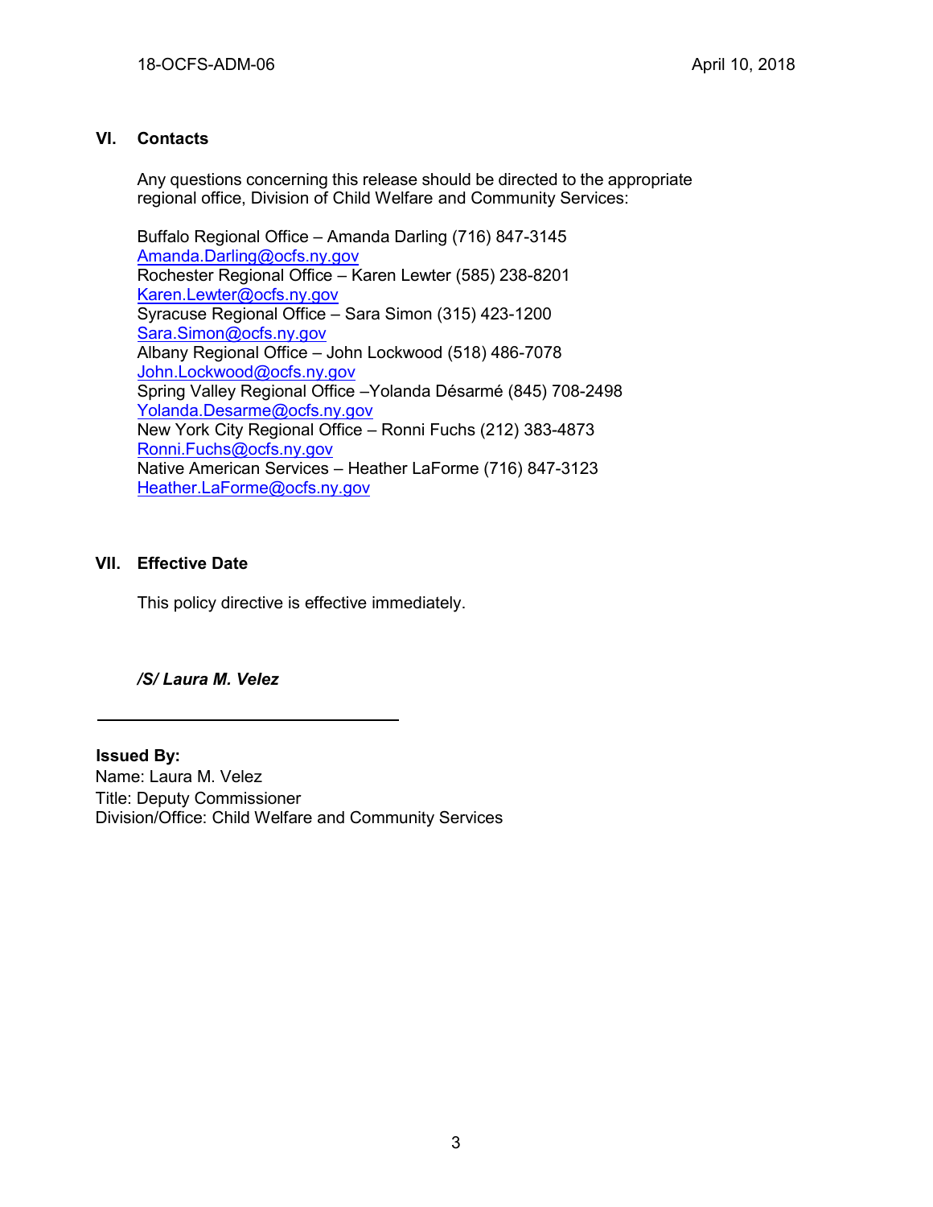## VI. Contacts

Any questions concerning this release should be directed to the appropriate regional office, Division of Child Welfare and Community Services:

Buffalo Regional Office – Amanda Darling (716) 847-3145
Amanda.Darling@ocfs.ny.gov
Rochester Regional Office – Karen Lewter (585) 238-8201
Karen.Lewter@ocfs.ny.gov
Syracuse Regional Office – Sara Simon (315) 423-1200
Sara.Simon@ocfs.ny.gov
Albany Regional Office – John Lockwood (518) 486-7078
John.Lockwood@ocfs.ny.gov
Spring Valley Regional Office –Yolanda Désarmé (845) 708-2498
Yolanda.Desarme@ocfs.ny.gov
New York City Regional Office – Ronni Fuchs (212) 383-4873
Ronni.Fuchs@ocfs.ny.gov
Native American Services – Heather LaForme (716) 847-3123
Heather.LaForme@ocfs.ny.gov

## VII. Effective Date

This policy directive is effective immediately.

***/S/ Laura M. Velez***

---

**Issued By:**
Name: Laura M. Velez
Title: Deputy Commissioner
Division/Office: Child Welfare and Community Services